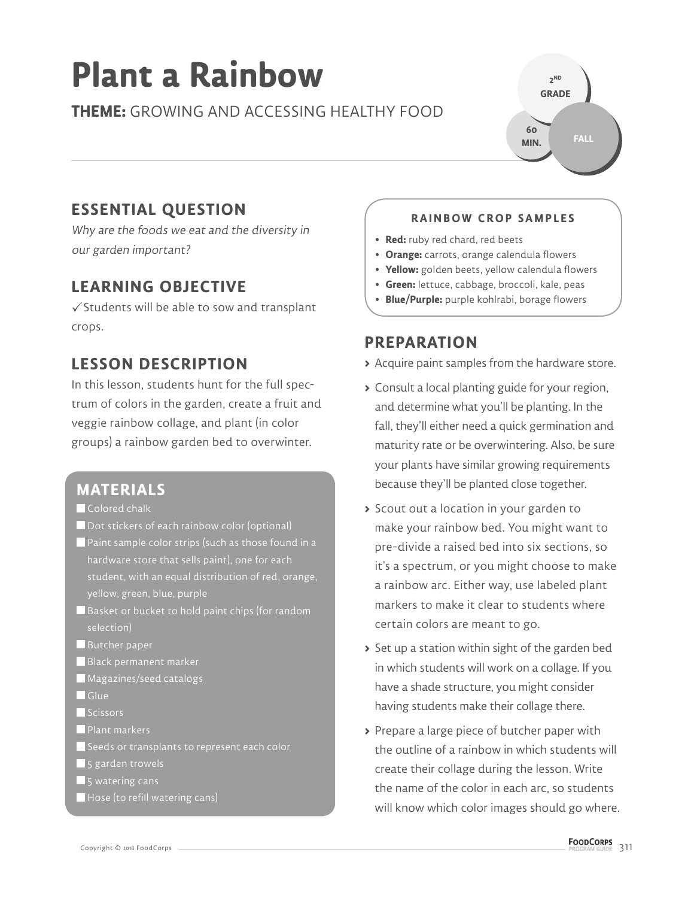# Plant a Rainbow

**THEME:** GROWING AND ACCESSING HEALTHY FOOD

2ND GRADE | 60 MIN. | FALL

## ESSENTIAL QUESTION

*Why are the foods we eat and the diversity in our garden important?*

## LEARNING OBJECTIVE

✓ Students will be able to sow and transplant crops.

## LESSON DESCRIPTION

In this lesson, students hunt for the full spectrum of colors in the garden, create a fruit and veggie rainbow collage, and plant (in color groups) a rainbow garden bed to overwinter.

## MATERIALS

- Colored chalk
- Dot stickers of each rainbow color (optional)
- Paint sample color strips (such as those found in a hardware store that sells paint), one for each student, with an equal distribution of red, orange, yellow, green, blue, purple
- Basket or bucket to hold paint chips (for random selection)
- Butcher paper
- Black permanent marker
- Magazines/seed catalogs
- Glue
- Scissors
- Plant markers
- Seeds or transplants to represent each color
- 5 garden trowels
- 5 watering cans
- Hose (to refill watering cans)

### RAINBOW CROP SAMPLES

- **Red:** ruby red chard, red beets
- **Orange:** carrots, orange calendula flowers
- **Yellow:** golden beets, yellow calendula flowers
- **Green:** lettuce, cabbage, broccoli, kale, peas
- **Blue/Purple:** purple kohlrabi, borage flowers

## PREPARATION

- Acquire paint samples from the hardware store.
- Consult a local planting guide for your region, and determine what you'll be planting. In the fall, they'll either need a quick germination and maturity rate or be overwintering. Also, be sure your plants have similar growing requirements because they'll be planted close together.
- Scout out a location in your garden to make your rainbow bed. You might want to pre-divide a raised bed into six sections, so it's a spectrum, or you might choose to make a rainbow arc. Either way, use labeled plant markers to make it clear to students where certain colors are meant to go.
- Set up a station within sight of the garden bed in which students will work on a collage. If you have a shade structure, you might consider having students make their collage there.
- Prepare a large piece of butcher paper with the outline of a rainbow in which students will create their collage during the lesson. Write the name of the color in each arc, so students will know which color images should go where.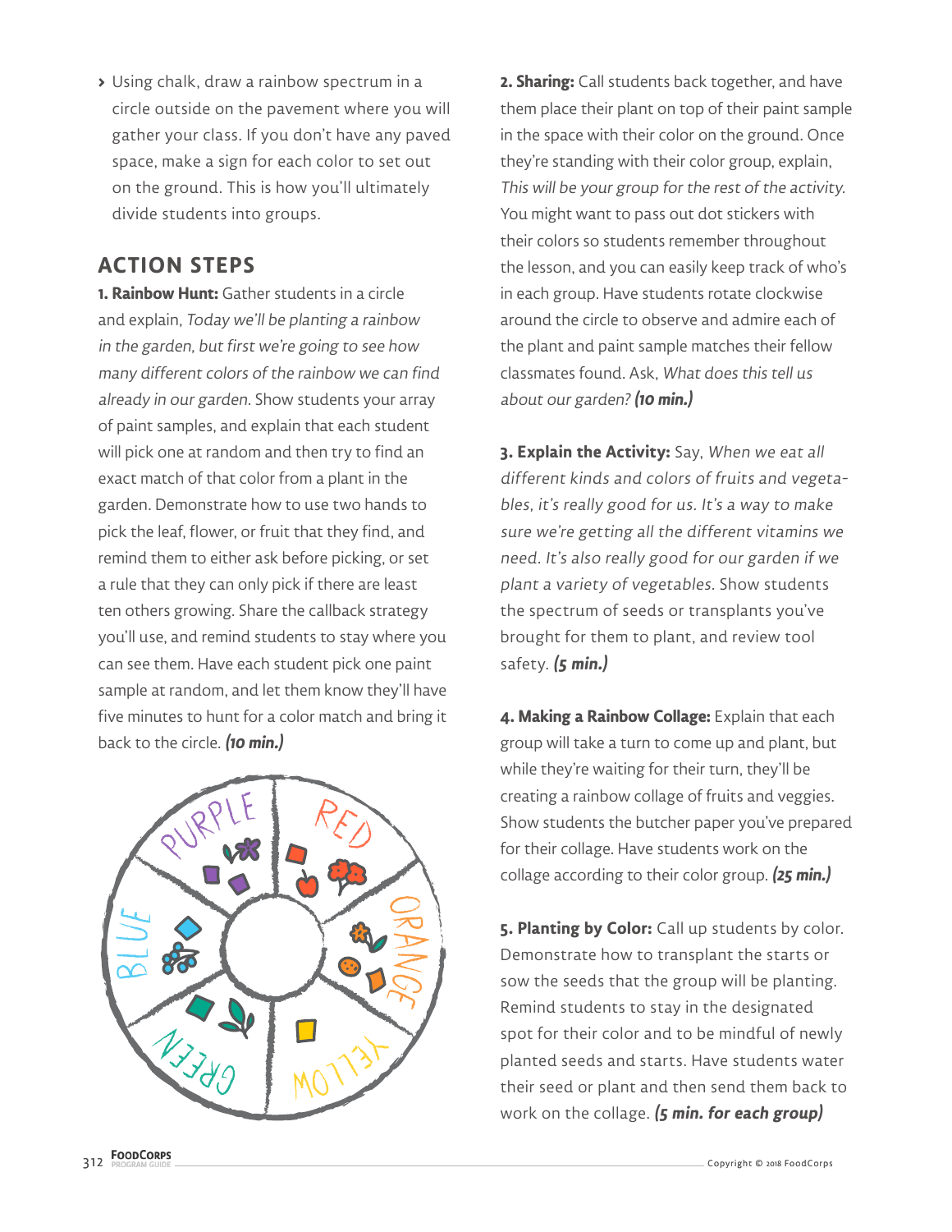- Using chalk, draw a rainbow spectrum in a circle outside on the pavement where you will gather your class. If you don't have any paved space, make a sign for each color to set out on the ground. This is how you'll ultimately divide students into groups.

## ACTION STEPS

**1. Rainbow Hunt:** Gather students in a circle and explain, *Today we'll be planting a rainbow in the garden, but first we're going to see how many different colors of the rainbow we can find already in our garden.* Show students your array of paint samples, and explain that each student will pick one at random and then try to find an exact match of that color from a plant in the garden. Demonstrate how to use two hands to pick the leaf, flower, or fruit that they find, and remind them to either ask before picking, or set a rule that they can only pick if there are least ten others growing. Share the callback strategy you'll use, and remind students to stay where you can see them. Have each student pick one paint sample at random, and let them know they'll have five minutes to hunt for a color match and bring it back to the circle. ***(10 min.)***

**2. Sharing:** Call students back together, and have them place their plant on top of their paint sample in the space with their color on the ground. Once they're standing with their color group, explain, *This will be your group for the rest of the activity.* You might want to pass out dot stickers with their colors so students remember throughout the lesson, and you can easily keep track of who's in each group. Have students rotate clockwise around the circle to observe and admire each of the plant and paint sample matches their fellow classmates found. Ask, *What does this tell us about our garden?* ***(10 min.)***

**3. Explain the Activity:** Say, *When we eat all different kinds and colors of fruits and vegetables, it's really good for us. It's a way to make sure we're getting all the different vitamins we need. It's also really good for our garden if we plant a variety of vegetables.* Show students the spectrum of seeds or transplants you've brought for them to plant, and review tool safety. ***(5 min.)***

**4. Making a Rainbow Collage:** Explain that each group will take a turn to come up and plant, but while they're waiting for their turn, they'll be creating a rainbow collage of fruits and veggies. Show students the butcher paper you've prepared for their collage. Have students work on the collage according to their color group. ***(25 min.)***

**5. Planting by Color:** Call up students by color. Demonstrate how to transplant the starts or sow the seeds that the group will be planting. Remind students to stay in the designated spot for their color and to be mindful of newly planted seeds and starts. Have students water their seed or plant and then send them back to work on the collage. ***(5 min. for each group)***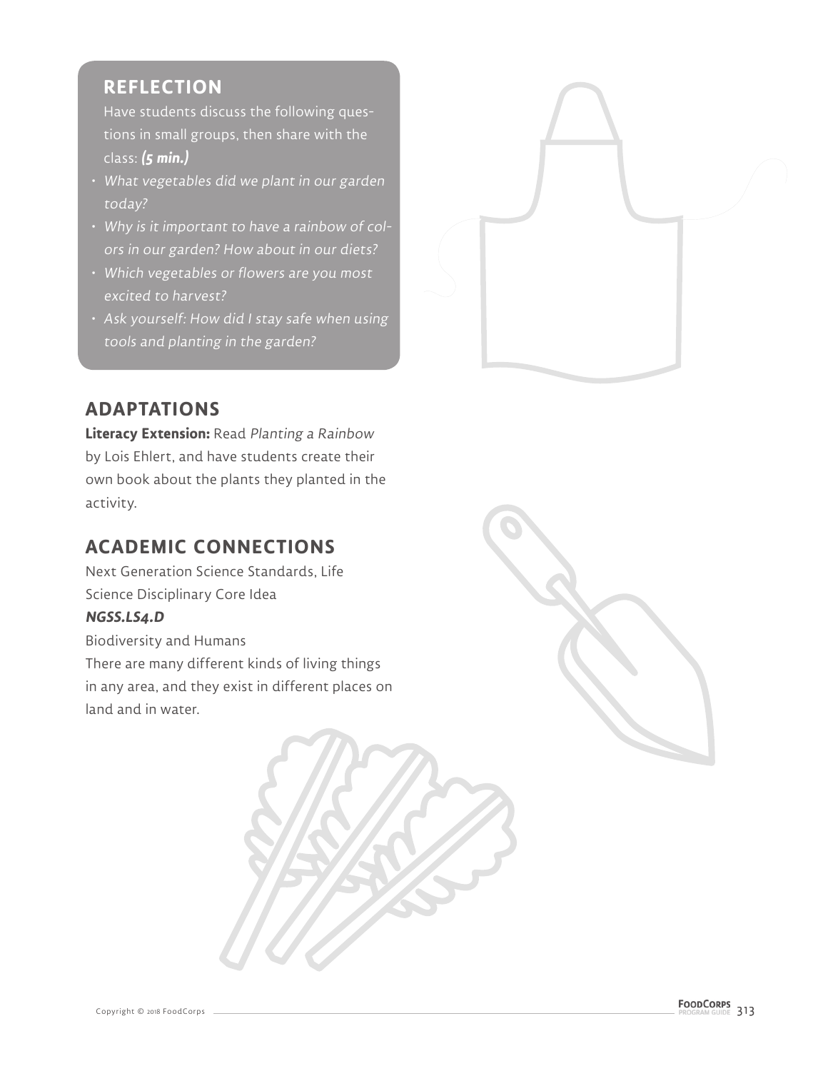## REFLECTION

Have students discuss the following questions in small groups, then share with the class: ***(5 min.)***

- *What vegetables did we plant in our garden today?*
- *Why is it important to have a rainbow of colors in our garden? How about in our diets?*
- *Which vegetables or flowers are you most excited to harvest?*
- *Ask yourself: How did I stay safe when using tools and planting in the garden?*

## ADAPTATIONS

**Literacy Extension:** Read *Planting a Rainbow* by Lois Ehlert, and have students create their own book about the plants they planted in the activity.

## ACADEMIC CONNECTIONS

Next Generation Science Standards, Life Science Disciplinary Core Idea

***NGSS.LS4.D***

Biodiversity and Humans

There are many different kinds of living things in any area, and they exist in different places on land and in water.

Copyright © 2018 FoodCorps